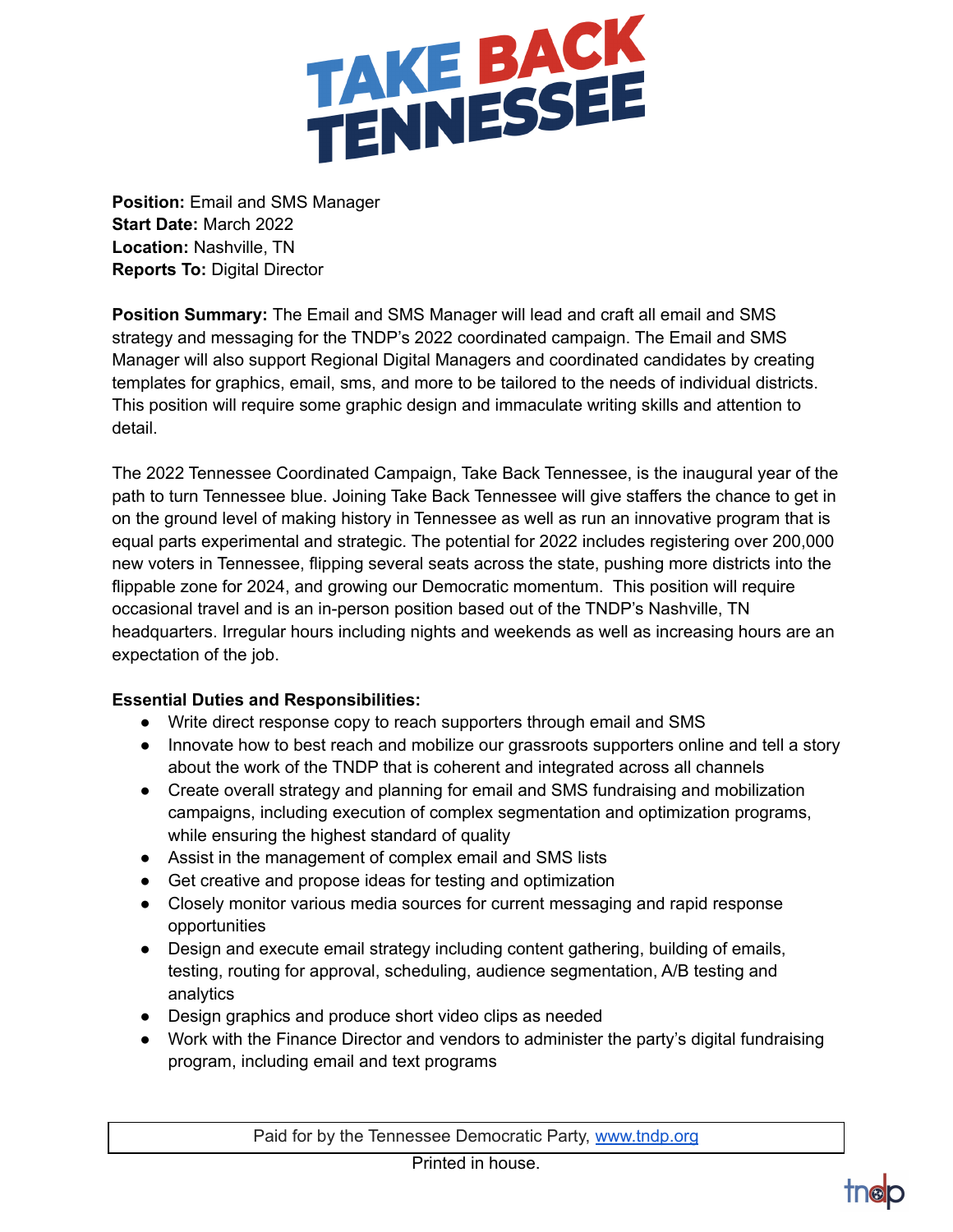# TAKE BACK TENNESSEE

**Position:** Email and SMS Manager
**Start Date:** March 2022
**Location:** Nashville, TN
**Reports To:** Digital Director

**Position Summary:** The Email and SMS Manager will lead and craft all email and SMS strategy and messaging for the TNDP's 2022 coordinated campaign. The Email and SMS Manager will also support Regional Digital Managers and coordinated candidates by creating templates for graphics, email, sms, and more to be tailored to the needs of individual districts. This position will require some graphic design and immaculate writing skills and attention to detail.

The 2022 Tennessee Coordinated Campaign, Take Back Tennessee, is the inaugural year of the path to turn Tennessee blue. Joining Take Back Tennessee will give staffers the chance to get in on the ground level of making history in Tennessee as well as run an innovative program that is equal parts experimental and strategic. The potential for 2022 includes registering over 200,000 new voters in Tennessee, flipping several seats across the state, pushing more districts into the flippable zone for 2024, and growing our Democratic momentum. This position will require occasional travel and is an in-person position based out of the TNDP's Nashville, TN headquarters. Irregular hours including nights and weekends as well as increasing hours are an expectation of the job.

**Essential Duties and Responsibilities:**

- Write direct response copy to reach supporters through email and SMS
- Innovate how to best reach and mobilize our grassroots supporters online and tell a story about the work of the TNDP that is coherent and integrated across all channels
- Create overall strategy and planning for email and SMS fundraising and mobilization campaigns, including execution of complex segmentation and optimization programs, while ensuring the highest standard of quality
- Assist in the management of complex email and SMS lists
- Get creative and propose ideas for testing and optimization
- Closely monitor various media sources for current messaging and rapid response opportunities
- Design and execute email strategy including content gathering, building of emails, testing, routing for approval, scheduling, audience segmentation, A/B testing and analytics
- Design graphics and produce short video clips as needed
- Work with the Finance Director and vendors to administer the party's digital fundraising program, including email and text programs

Paid for by the Tennessee Democratic Party, www.tndp.org

Printed in house.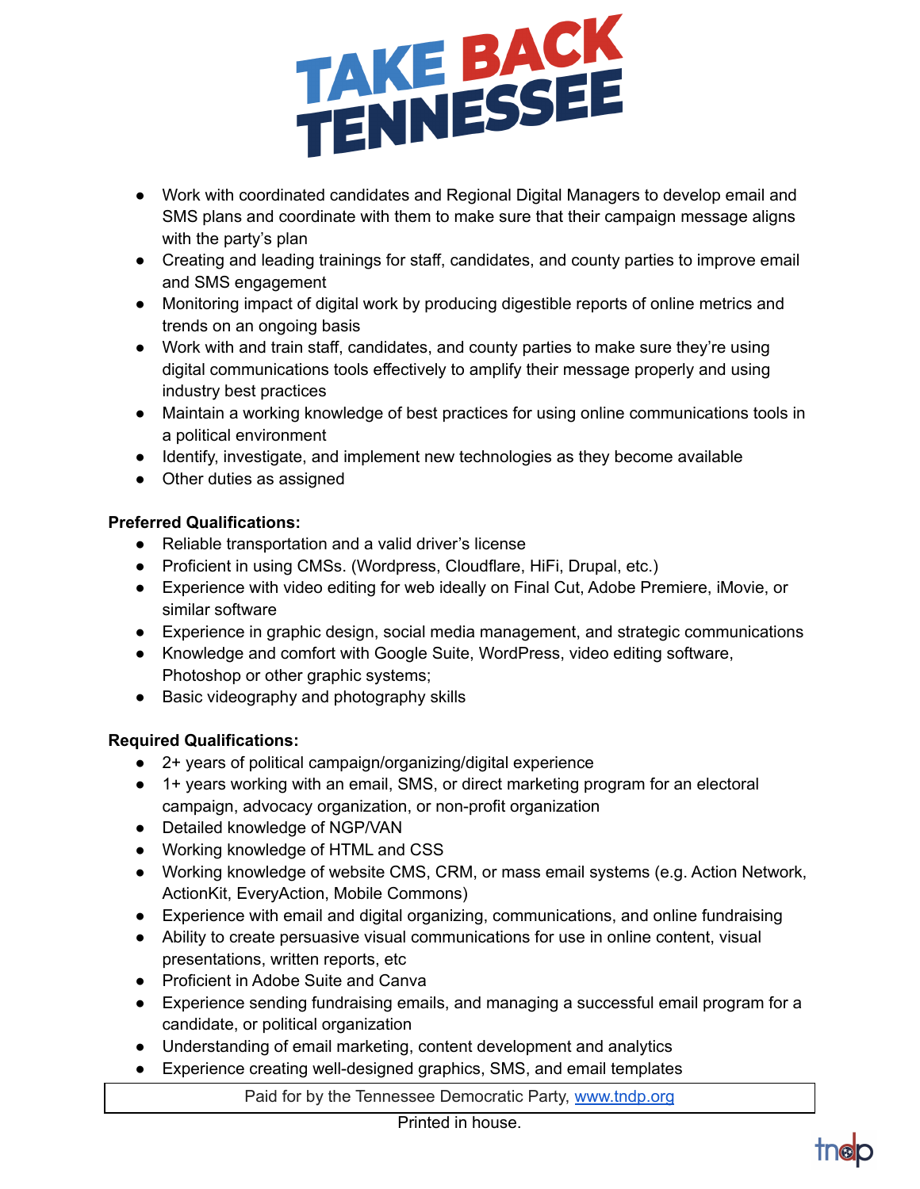- Work with coordinated candidates and Regional Digital Managers to develop email and SMS plans and coordinate with them to make sure that their campaign message aligns with the party's plan
- Creating and leading trainings for staff, candidates, and county parties to improve email and SMS engagement
- Monitoring impact of digital work by producing digestible reports of online metrics and trends on an ongoing basis
- Work with and train staff, candidates, and county parties to make sure they're using digital communications tools effectively to amplify their message properly and using industry best practices
- Maintain a working knowledge of best practices for using online communications tools in a political environment
- Identify, investigate, and implement new technologies as they become available
- Other duties as assigned

**Preferred Qualifications:**

- Reliable transportation and a valid driver's license
- Proficient in using CMSs. (Wordpress, Cloudflare, HiFi, Drupal, etc.)
- Experience with video editing for web ideally on Final Cut, Adobe Premiere, iMovie, or similar software
- Experience in graphic design, social media management, and strategic communications
- Knowledge and comfort with Google Suite, WordPress, video editing software, Photoshop or other graphic systems;
- Basic videography and photography skills

**Required Qualifications:**

- 2+ years of political campaign/organizing/digital experience
- 1+ years working with an email, SMS, or direct marketing program for an electoral campaign, advocacy organization, or non-profit organization
- Detailed knowledge of NGP/VAN
- Working knowledge of HTML and CSS
- Working knowledge of website CMS, CRM, or mass email systems (e.g. Action Network, ActionKit, EveryAction, Mobile Commons)
- Experience with email and digital organizing, communications, and online fundraising
- Ability to create persuasive visual communications for use in online content, visual presentations, written reports, etc
- Proficient in Adobe Suite and Canva
- Experience sending fundraising emails, and managing a successful email program for a candidate, or political organization
- Understanding of email marketing, content development and analytics
- Experience creating well-designed graphics, SMS, and email templates

Paid for by the Tennessee Democratic Party, [www.tndp.org](http://www.tndp.org)

Printed in house.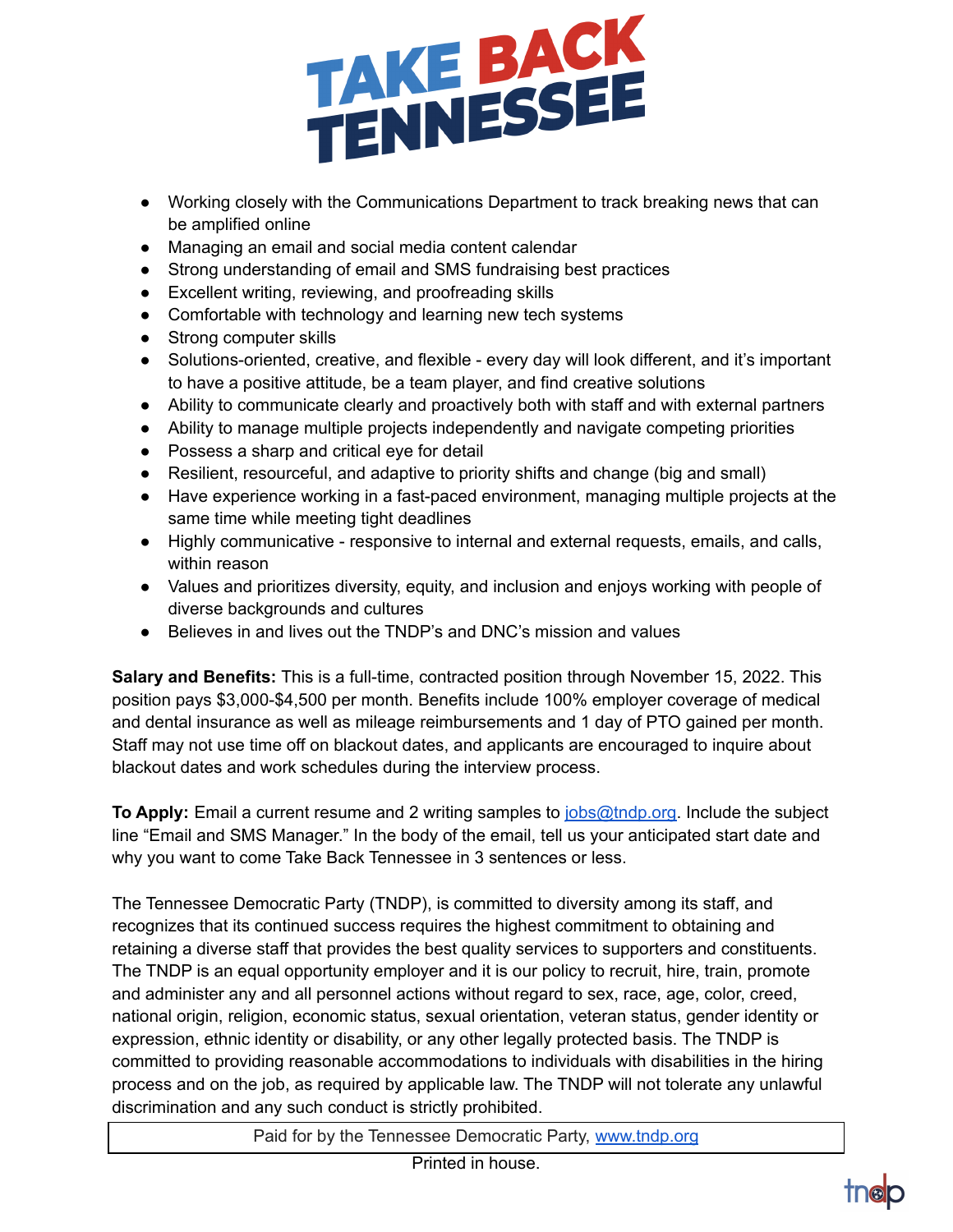- Working closely with the Communications Department to track breaking news that can be amplified online
- Managing an email and social media content calendar
- Strong understanding of email and SMS fundraising best practices
- Excellent writing, reviewing, and proofreading skills
- Comfortable with technology and learning new tech systems
- Strong computer skills
- Solutions-oriented, creative, and flexible - every day will look different, and it's important to have a positive attitude, be a team player, and find creative solutions
- Ability to communicate clearly and proactively both with staff and with external partners
- Ability to manage multiple projects independently and navigate competing priorities
- Possess a sharp and critical eye for detail
- Resilient, resourceful, and adaptive to priority shifts and change (big and small)
- Have experience working in a fast-paced environment, managing multiple projects at the same time while meeting tight deadlines
- Highly communicative - responsive to internal and external requests, emails, and calls, within reason
- Values and prioritizes diversity, equity, and inclusion and enjoys working with people of diverse backgrounds and cultures
- Believes in and lives out the TNDP's and DNC's mission and values

**Salary and Benefits:** This is a full-time, contracted position through November 15, 2022. This position pays $3,000-$4,500 per month. Benefits include 100% employer coverage of medical and dental insurance as well as mileage reimbursements and 1 day of PTO gained per month. Staff may not use time off on blackout dates, and applicants are encouraged to inquire about blackout dates and work schedules during the interview process.

**To Apply:** Email a current resume and 2 writing samples to jobs@tndp.org. Include the subject line "Email and SMS Manager." In the body of the email, tell us your anticipated start date and why you want to come Take Back Tennessee in 3 sentences or less.

The Tennessee Democratic Party (TNDP), is committed to diversity among its staff, and recognizes that its continued success requires the highest commitment to obtaining and retaining a diverse staff that provides the best quality services to supporters and constituents. The TNDP is an equal opportunity employer and it is our policy to recruit, hire, train, promote and administer any and all personnel actions without regard to sex, race, age, color, creed, national origin, religion, economic status, sexual orientation, veteran status, gender identity or expression, ethnic identity or disability, or any other legally protected basis. The TNDP is committed to providing reasonable accommodations to individuals with disabilities in the hiring process and on the job, as required by applicable law. The TNDP will not tolerate any unlawful discrimination and any such conduct is strictly prohibited.

Paid for by the Tennessee Democratic Party, www.tndp.org

Printed in house.